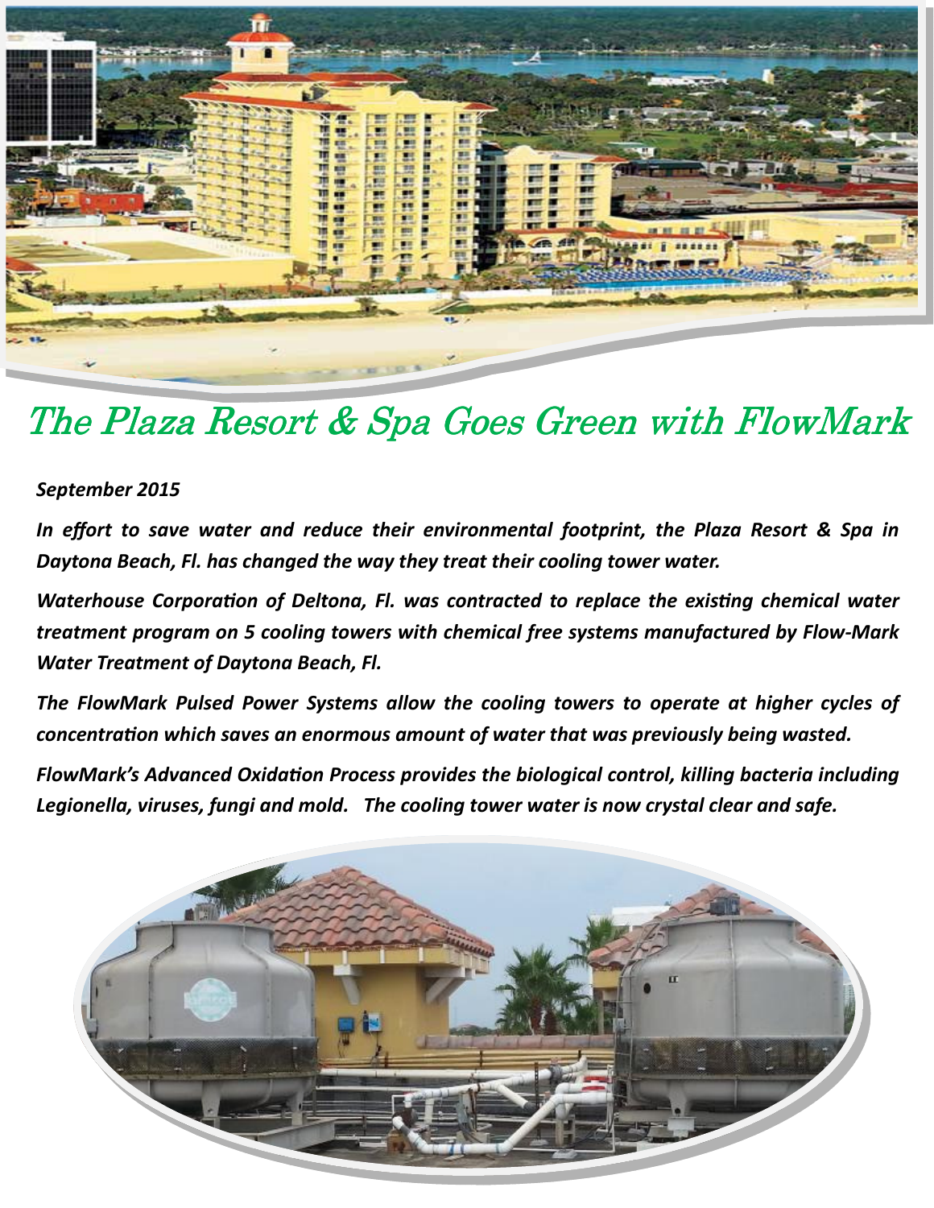# The Plaza Resort & Spa Goes Green with FlowMark

***September 2015***

***In effort to save water and reduce their environmental footprint, the Plaza Resort & Spa in Daytona Beach, Fl. has changed the way they treat their cooling tower water.***

***Waterhouse Corporation of Deltona, Fl. was contracted to replace the existing chemical water treatment program on 5 cooling towers with chemical free systems manufactured by Flow-Mark Water Treatment of Daytona Beach, Fl.***

***The FlowMark Pulsed Power Systems allow the cooling towers to operate at higher cycles of concentration which saves an enormous amount of water that was previously being wasted.***

***FlowMark's Advanced Oxidation Process provides the biological control, killing bacteria including Legionella, viruses, fungi and mold. The cooling tower water is now crystal clear and safe.***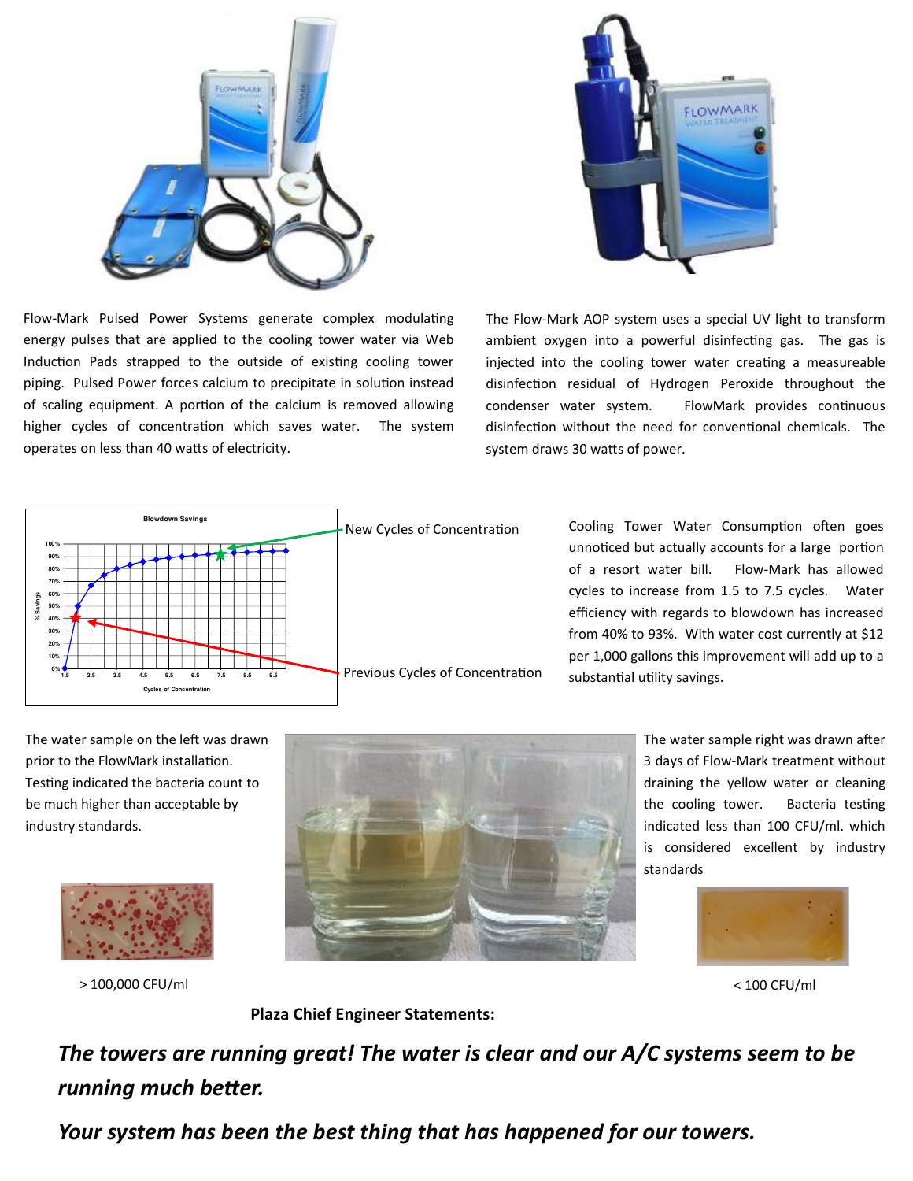Flow-Mark Pulsed Power Systems generate complex modulating energy pulses that are applied to the cooling tower water via Web Induction Pads strapped to the outside of existing cooling tower piping. Pulsed Power forces calcium to precipitate in solution instead of scaling equipment. A portion of the calcium is removed allowing higher cycles of concentration which saves water. The system operates on less than 40 watts of electricity.

The Flow-Mark AOP system uses a special UV light to transform ambient oxygen into a powerful disinfecting gas. The gas is injected into the cooling tower water creating a measureable disinfection residual of Hydrogen Peroxide throughout the condenser water system. FlowMark provides continuous disinfection without the need for conventional chemicals. The system draws 30 watts of power.

Blowdown Savings

% Savings

100%
90%
80%
70%
60%
50%
40%
30%
20%
10%
0%

1.5
2.5
3.5
4.5
5.5
6.5
7.5
8.5
9.5

Cycles of Concentration

New Cycles of Concentration

Previous Cycles of Concentration

Cooling Tower Water Consumption often goes unnoticed but actually accounts for a large portion of a resort water bill. Flow-Mark has allowed cycles to increase from 1.5 to 7.5 cycles. Water efficiency with regards to blowdown has increased from 40% to 93%. With water cost currently at $12 per 1,000 gallons this improvement will add up to a substantial utility savings.

The water sample on the left was drawn prior to the FlowMark installation. Testing indicated the bacteria count to be much higher than acceptable by industry standards.

> 100,000 CFU/ml

The water sample right was drawn after 3 days of Flow-Mark treatment without draining the yellow water or cleaning the cooling tower. Bacteria testing indicated less than 100 CFU/ml. which is considered excellent by industry standards

< 100 CFU/ml

**Plaza Chief Engineer Statements:**

***The towers are running great! The water is clear and our A/C systems seem to be running much better.***

***Your system has been the best thing that has happened for our towers.***